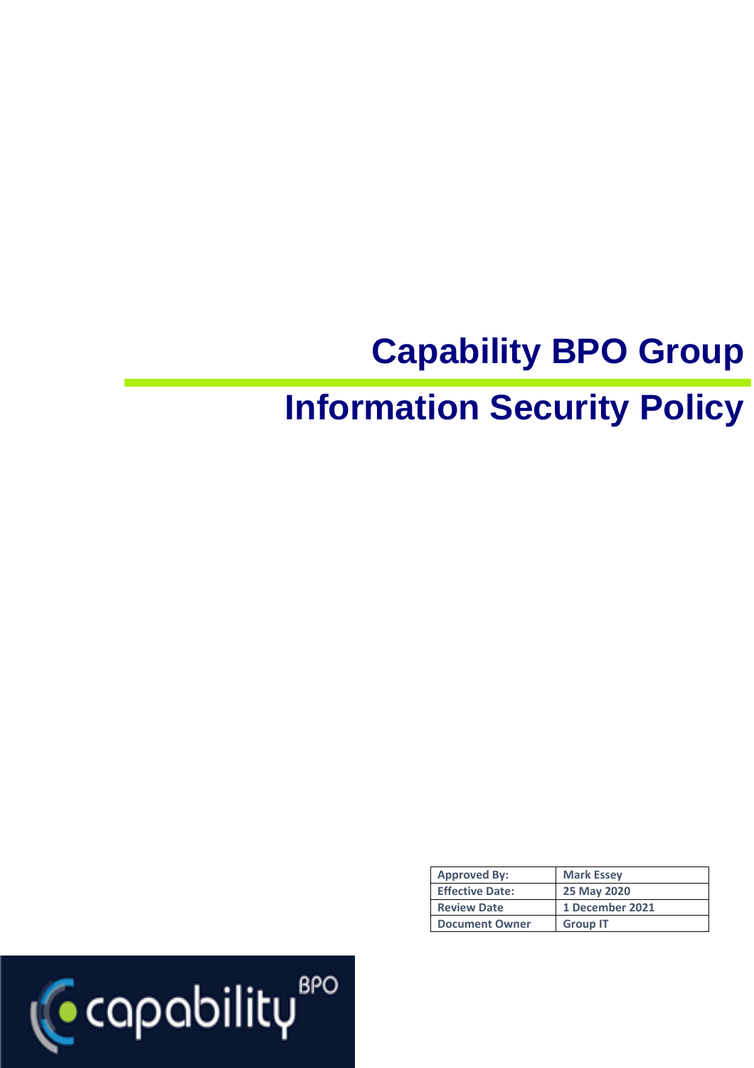# Capability BPO Group

# Information Security Policy

| Approved By: | Mark Essey |
|---|---|
| Effective Date: | 25 May 2020 |
| Review Date | 1 December 2021 |
| Document Owner | Group IT |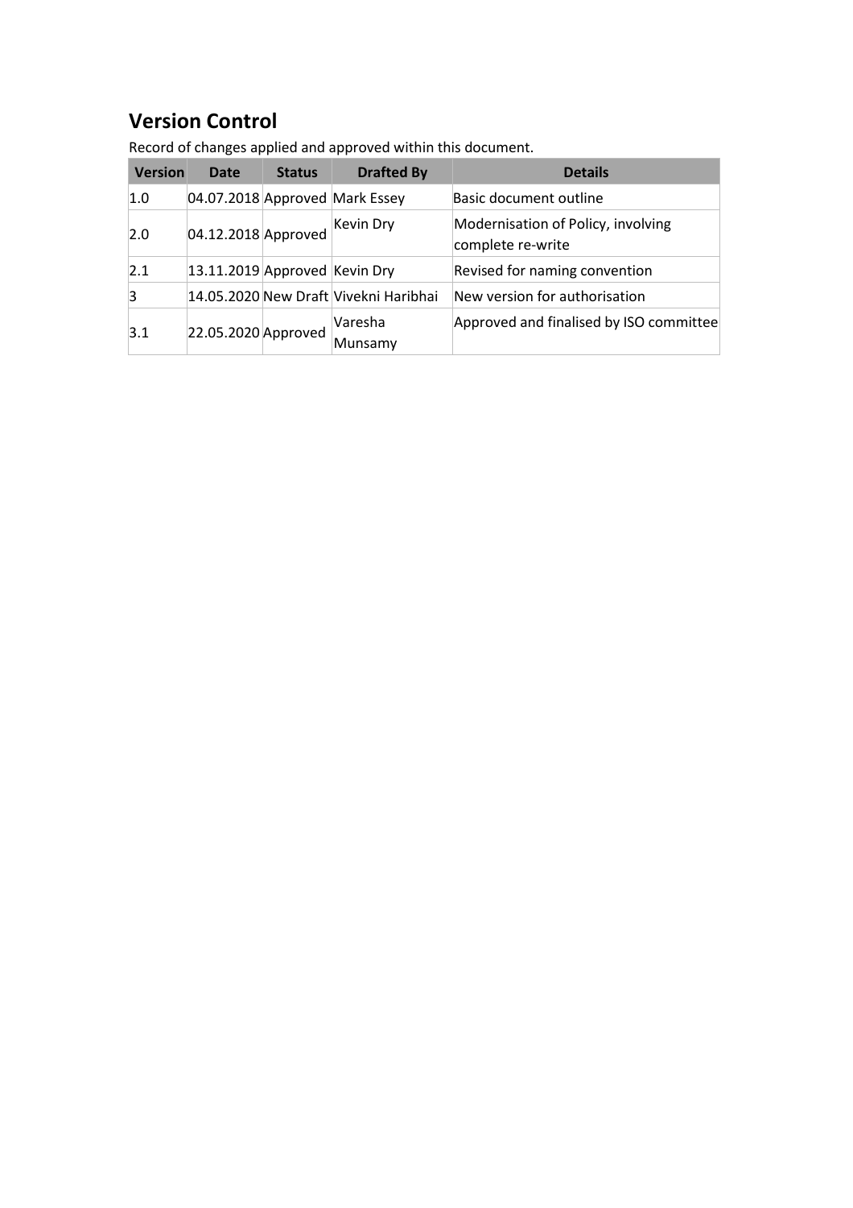## Version Control

Record of changes applied and approved within this document.

| Version | Date | Status | Drafted By | Details |
|---|---|---|---|---|
| 1.0 | 04.07.2018 | Approved | Mark Essey | Basic document outline |
| 2.0 | 04.12.2018 | Approved | Kevin Dry | Modernisation of Policy, involving complete re-write |
| 2.1 | 13.11.2019 | Approved | Kevin Dry | Revised for naming convention |
| 3 | 14.05.2020 | New Draft | Vivekni Haribhai | New version for authorisation |
| 3.1 | 22.05.2020 | Approved | Varesha Munsamy | Approved and finalised by ISO committee |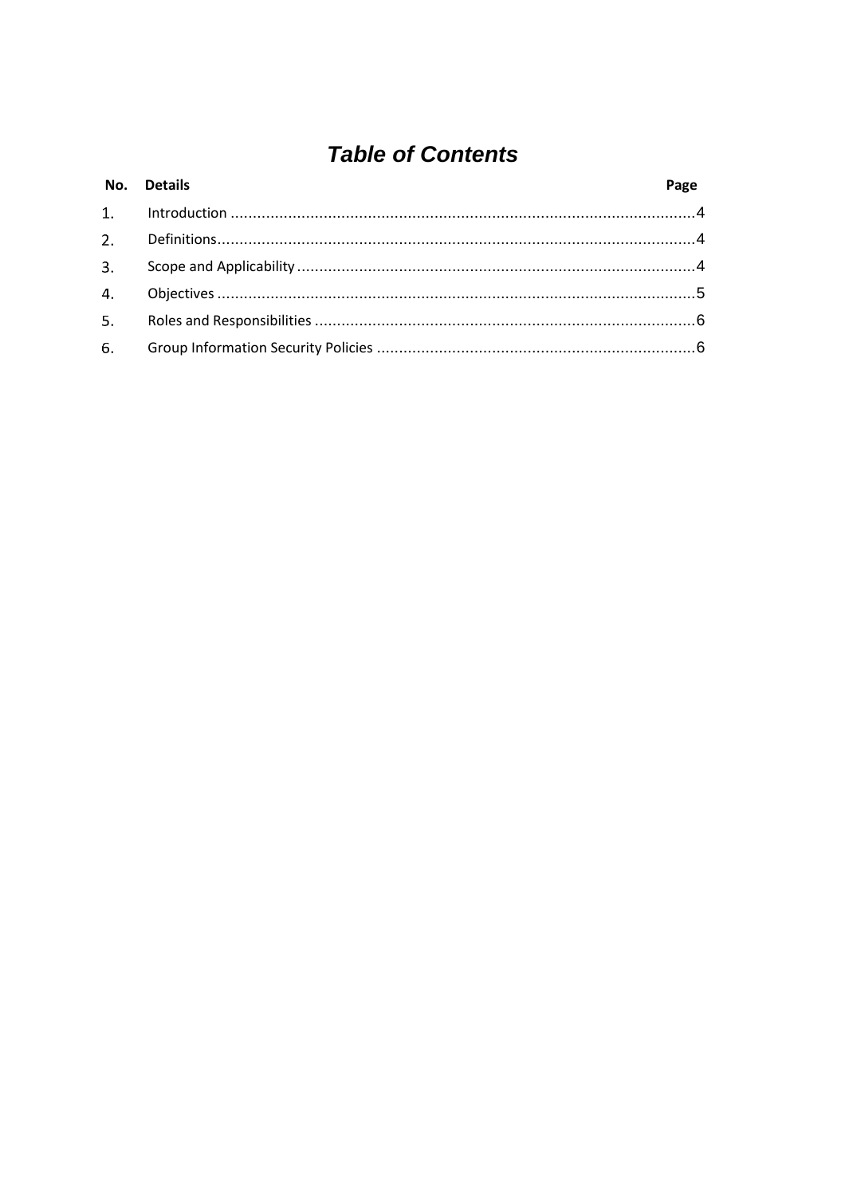# *Table of Contents*

| No. | Details | Page |
| --- | --- | --- |
| 1. | Introduction | 4 |
| 2. | Definitions | 4 |
| 3. | Scope and Applicability | 4 |
| 4. | Objectives | 5 |
| 5. | Roles and Responsibilities | 6 |
| 6. | Group Information Security Policies | 6 |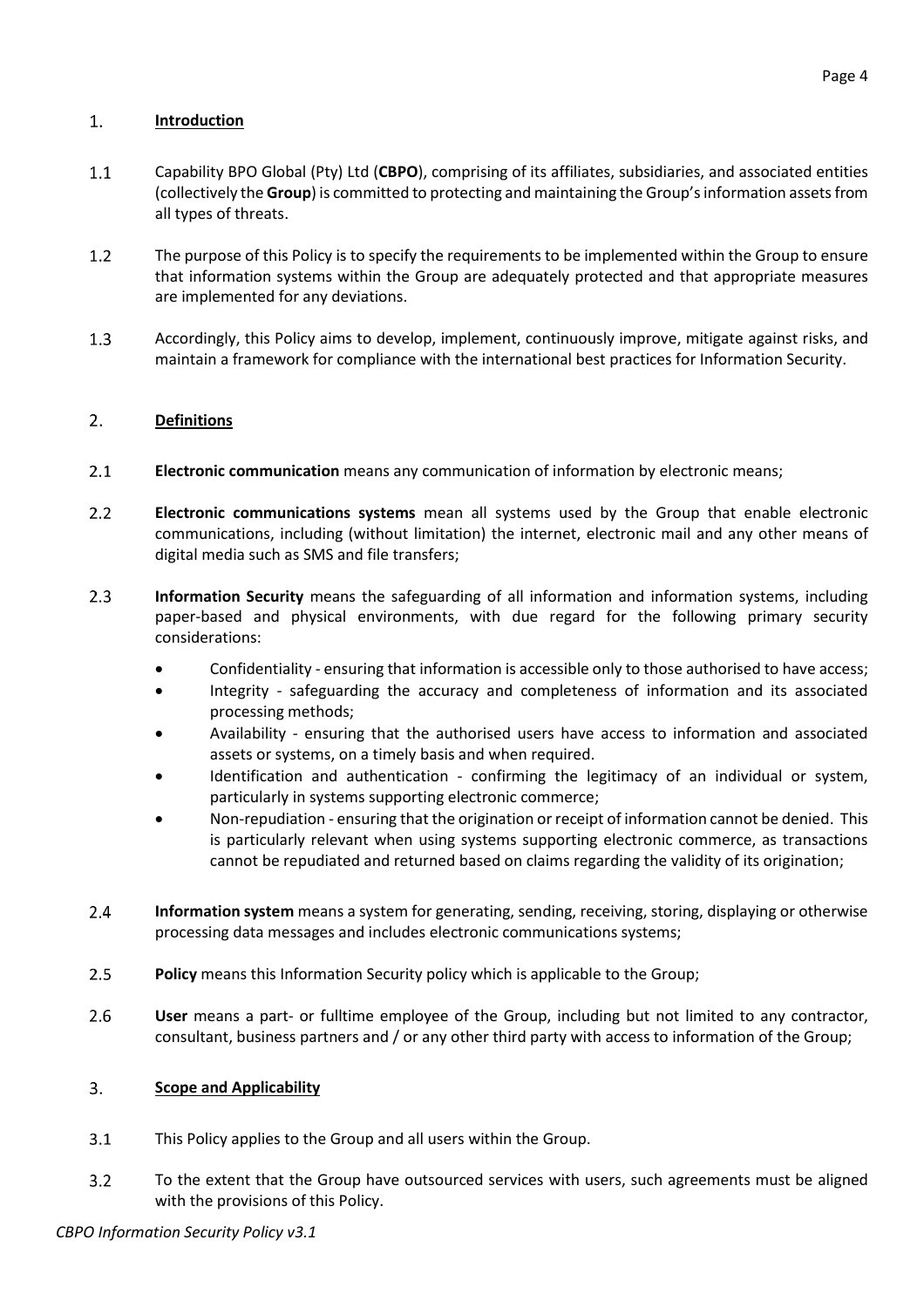## 1. **Introduction**

1.1 Capability BPO Global (Pty) Ltd (**CBPO**), comprising of its affiliates, subsidiaries, and associated entities (collectively the **Group**) is committed to protecting and maintaining the Group's information assets from all types of threats.

1.2 The purpose of this Policy is to specify the requirements to be implemented within the Group to ensure that information systems within the Group are adequately protected and that appropriate measures are implemented for any deviations.

1.3 Accordingly, this Policy aims to develop, implement, continuously improve, mitigate against risks, and maintain a framework for compliance with the international best practices for Information Security.

## 2. **Definitions**

2.1 **Electronic communication** means any communication of information by electronic means;

2.2 **Electronic communications systems** mean all systems used by the Group that enable electronic communications, including (without limitation) the internet, electronic mail and any other means of digital media such as SMS and file transfers;

2.3 **Information Security** means the safeguarding of all information and information systems, including paper-based and physical environments, with due regard for the following primary security considerations:

- Confidentiality - ensuring that information is accessible only to those authorised to have access;
- Integrity - safeguarding the accuracy and completeness of information and its associated processing methods;
- Availability - ensuring that the authorised users have access to information and associated assets or systems, on a timely basis and when required.
- Identification and authentication - confirming the legitimacy of an individual or system, particularly in systems supporting electronic commerce;
- Non-repudiation - ensuring that the origination or receipt of information cannot be denied. This is particularly relevant when using systems supporting electronic commerce, as transactions cannot be repudiated and returned based on claims regarding the validity of its origination;

2.4 **Information system** means a system for generating, sending, receiving, storing, displaying or otherwise processing data messages and includes electronic communications systems;

2.5 **Policy** means this Information Security policy which is applicable to the Group;

2.6 **User** means a part- or fulltime employee of the Group, including but not limited to any contractor, consultant, business partners and / or any other third party with access to information of the Group;

## 3. **Scope and Applicability**

3.1 This Policy applies to the Group and all users within the Group.

3.2 To the extent that the Group have outsourced services with users, such agreements must be aligned with the provisions of this Policy.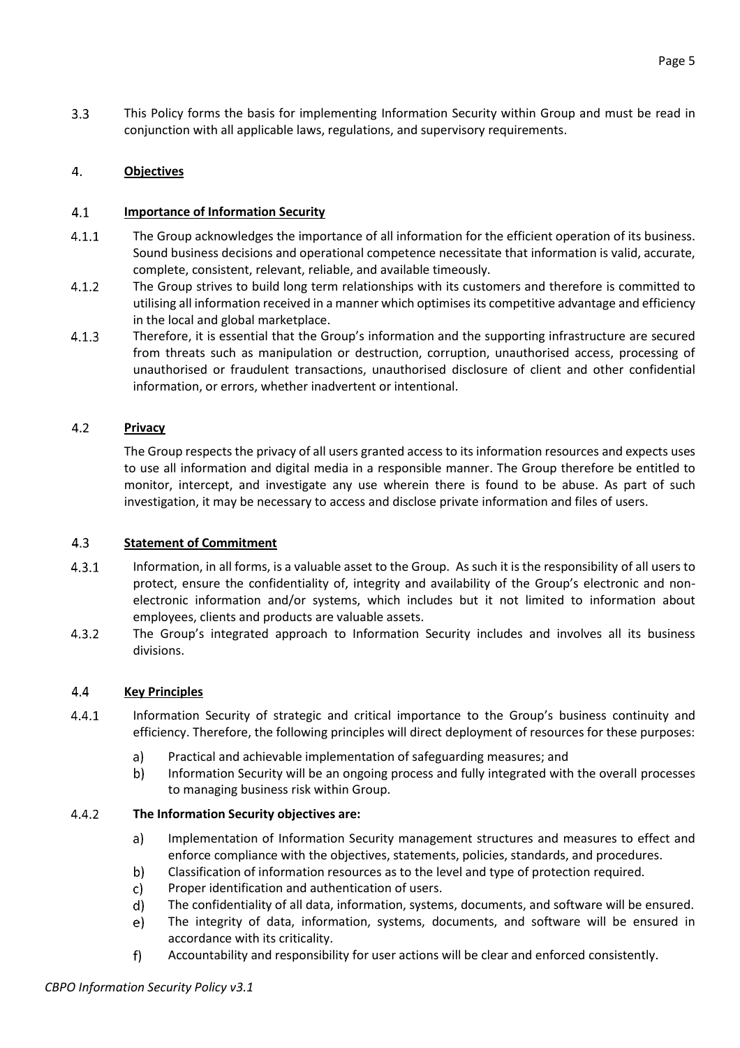3.3 This Policy forms the basis for implementing Information Security within Group and must be read in conjunction with all applicable laws, regulations, and supervisory requirements.

## 4. **Objectives**

### 4.1 **Importance of Information Security**

4.1.1 The Group acknowledges the importance of all information for the efficient operation of its business. Sound business decisions and operational competence necessitate that information is valid, accurate, complete, consistent, relevant, reliable, and available timeously.

4.1.2 The Group strives to build long term relationships with its customers and therefore is committed to utilising all information received in a manner which optimises its competitive advantage and efficiency in the local and global marketplace.

4.1.3 Therefore, it is essential that the Group's information and the supporting infrastructure are secured from threats such as manipulation or destruction, corruption, unauthorised access, processing of unauthorised or fraudulent transactions, unauthorised disclosure of client and other confidential information, or errors, whether inadvertent or intentional.

### 4.2 **Privacy**

The Group respects the privacy of all users granted access to its information resources and expects uses to use all information and digital media in a responsible manner. The Group therefore be entitled to monitor, intercept, and investigate any use wherein there is found to be abuse. As part of such investigation, it may be necessary to access and disclose private information and files of users.

### 4.3 **Statement of Commitment**

4.3.1 Information, in all forms, is a valuable asset to the Group. As such it is the responsibility of all users to protect, ensure the confidentiality of, integrity and availability of the Group's electronic and non-electronic information and/or systems, which includes but it not limited to information about employees, clients and products are valuable assets.

4.3.2 The Group's integrated approach to Information Security includes and involves all its business divisions.

### 4.4 **Key Principles**

4.4.1 Information Security of strategic and critical importance to the Group's business continuity and efficiency. Therefore, the following principles will direct deployment of resources for these purposes:

a) Practical and achievable implementation of safeguarding measures; and
b) Information Security will be an ongoing process and fully integrated with the overall processes to managing business risk within Group.

4.4.2 **The Information Security objectives are:**

a) Implementation of Information Security management structures and measures to effect and enforce compliance with the objectives, statements, policies, standards, and procedures.
b) Classification of information resources as to the level and type of protection required.
c) Proper identification and authentication of users.
d) The confidentiality of all data, information, systems, documents, and software will be ensured.
e) The integrity of data, information, systems, documents, and software will be ensured in accordance with its criticality.
f) Accountability and responsibility for user actions will be clear and enforced consistently.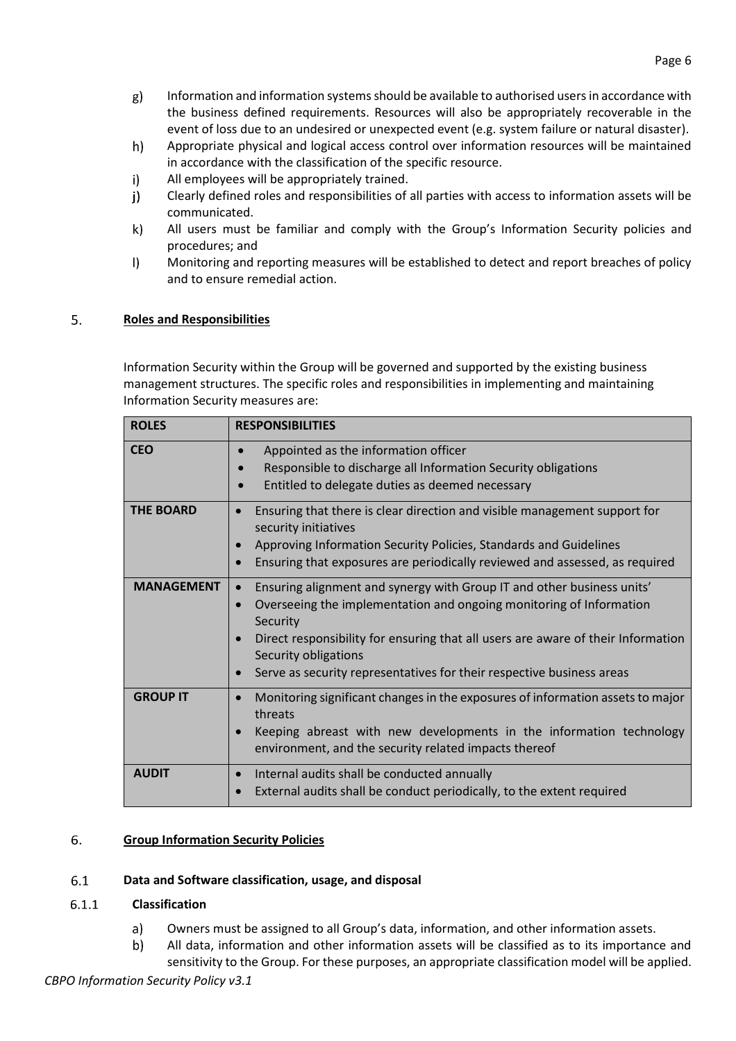g) Information and information systems should be available to authorised users in accordance with the business defined requirements. Resources will also be appropriately recoverable in the event of loss due to an undesired or unexpected event (e.g. system failure or natural disaster).

h) Appropriate physical and logical access control over information resources will be maintained in accordance with the classification of the specific resource.

i) All employees will be appropriately trained.

j) Clearly defined roles and responsibilities of all parties with access to information assets will be communicated.

k) All users must be familiar and comply with the Group's Information Security policies and procedures; and

l) Monitoring and reporting measures will be established to detect and report breaches of policy and to ensure remedial action.

## 5. Roles and Responsibilities

Information Security within the Group will be governed and supported by the existing business management structures. The specific roles and responsibilities in implementing and maintaining Information Security measures are:

| ROLES | RESPONSIBILITIES |
|---|---|
| **CEO** | • Appointed as the information officer<br>• Responsible to discharge all Information Security obligations<br>• Entitled to delegate duties as deemed necessary |
| **THE BOARD** | • Ensuring that there is clear direction and visible management support for security initiatives<br>• Approving Information Security Policies, Standards and Guidelines<br>• Ensuring that exposures are periodically reviewed and assessed, as required |
| **MANAGEMENT** | • Ensuring alignment and synergy with Group IT and other business units'<br>• Overseeing the implementation and ongoing monitoring of Information Security<br>• Direct responsibility for ensuring that all users are aware of their Information Security obligations<br>• Serve as security representatives for their respective business areas |
| **GROUP IT** | • Monitoring significant changes in the exposures of information assets to major threats<br>• Keeping abreast with new developments in the information technology environment, and the security related impacts thereof |
| **AUDIT** | • Internal audits shall be conducted annually<br>• External audits shall be conduct periodically, to the extent required |

## 6. Group Information Security Policies

### 6.1 Data and Software classification, usage, and disposal

#### 6.1.1 Classification

a) Owners must be assigned to all Group's data, information, and other information assets.

b) All data, information and other information assets will be classified as to its importance and sensitivity to the Group. For these purposes, an appropriate classification model will be applied.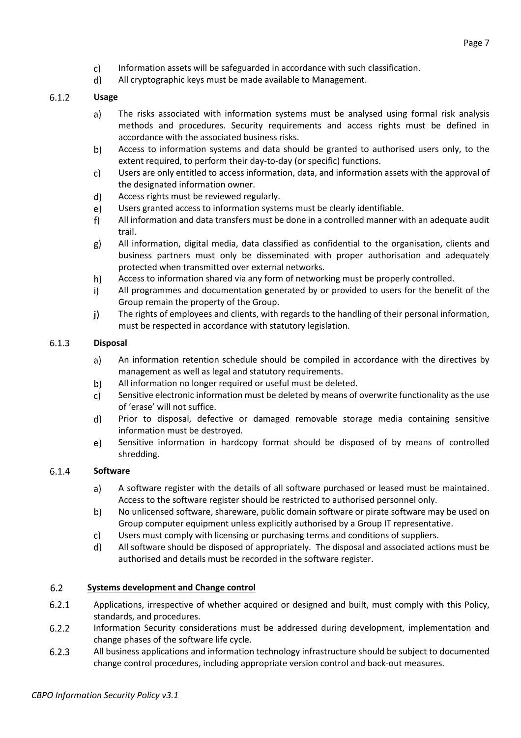c) Information assets will be safeguarded in accordance with such classification.
d) All cryptographic keys must be made available to Management.

#### 6.1.2 Usage

a) The risks associated with information systems must be analysed using formal risk analysis methods and procedures. Security requirements and access rights must be defined in accordance with the associated business risks.
b) Access to information systems and data should be granted to authorised users only, to the extent required, to perform their day-to-day (or specific) functions.
c) Users are only entitled to access information, data, and information assets with the approval of the designated information owner.
d) Access rights must be reviewed regularly.
e) Users granted access to information systems must be clearly identifiable.
f) All information and data transfers must be done in a controlled manner with an adequate audit trail.
g) All information, digital media, data classified as confidential to the organisation, clients and business partners must only be disseminated with proper authorisation and adequately protected when transmitted over external networks.
h) Access to information shared via any form of networking must be properly controlled.
i) All programmes and documentation generated by or provided to users for the benefit of the Group remain the property of the Group.
j) The rights of employees and clients, with regards to the handling of their personal information, must be respected in accordance with statutory legislation.

#### 6.1.3 Disposal

a) An information retention schedule should be compiled in accordance with the directives by management as well as legal and statutory requirements.
b) All information no longer required or useful must be deleted.
c) Sensitive electronic information must be deleted by means of overwrite functionality as the use of 'erase' will not suffice.
d) Prior to disposal, defective or damaged removable storage media containing sensitive information must be destroyed.
e) Sensitive information in hardcopy format should be disposed of by means of controlled shredding.

#### 6.1.4 Software

a) A software register with the details of all software purchased or leased must be maintained. Access to the software register should be restricted to authorised personnel only.
b) No unlicensed software, shareware, public domain software or pirate software may be used on Group computer equipment unless explicitly authorised by a Group IT representative.
c) Users must comply with licensing or purchasing terms and conditions of suppliers.
d) All software should be disposed of appropriately. The disposal and associated actions must be authorised and details must be recorded in the software register.

### 6.2 Systems development and Change control

6.2.1 Applications, irrespective of whether acquired or designed and built, must comply with this Policy, standards, and procedures.

6.2.2 Information Security considerations must be addressed during development, implementation and change phases of the software life cycle.

6.2.3 All business applications and information technology infrastructure should be subject to documented change control procedures, including appropriate version control and back-out measures.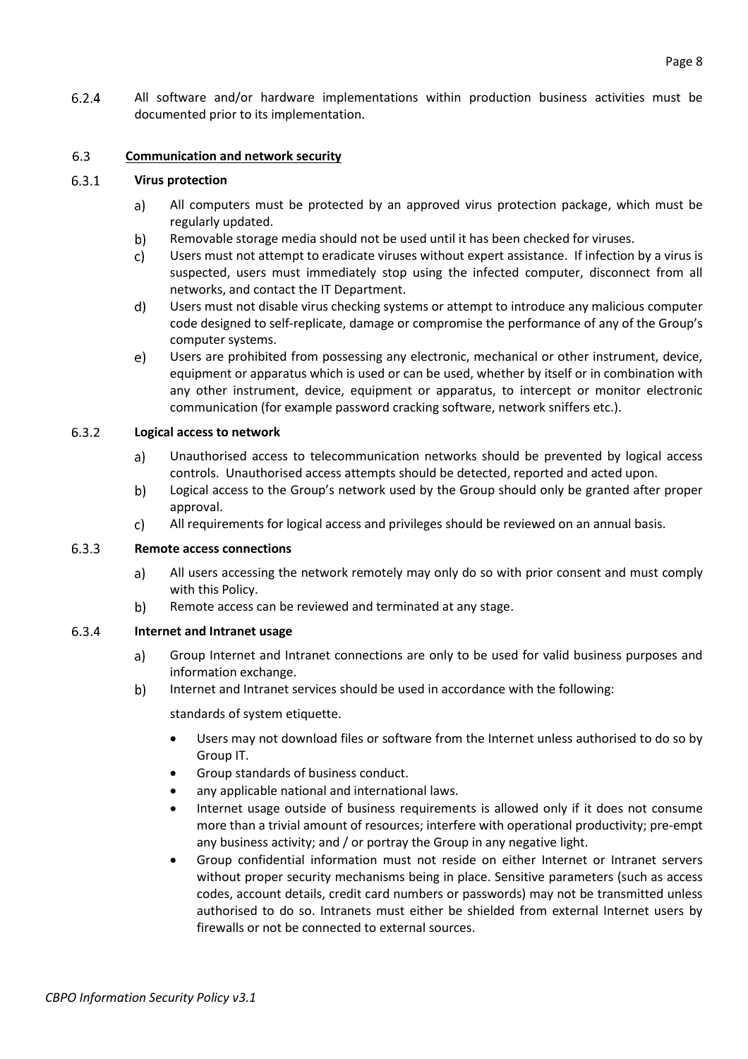6.2.4 All software and/or hardware implementations within production business activities must be documented prior to its implementation.

## 6.3 Communication and network security

### 6.3.1 Virus protection

a) All computers must be protected by an approved virus protection package, which must be regularly updated.

b) Removable storage media should not be used until it has been checked for viruses.

c) Users must not attempt to eradicate viruses without expert assistance. If infection by a virus is suspected, users must immediately stop using the infected computer, disconnect from all networks, and contact the IT Department.

d) Users must not disable virus checking systems or attempt to introduce any malicious computer code designed to self-replicate, damage or compromise the performance of any of the Group's computer systems.

e) Users are prohibited from possessing any electronic, mechanical or other instrument, device, equipment or apparatus which is used or can be used, whether by itself or in combination with any other instrument, device, equipment or apparatus, to intercept or monitor electronic communication (for example password cracking software, network sniffers etc.).

### 6.3.2 Logical access to network

a) Unauthorised access to telecommunication networks should be prevented by logical access controls. Unauthorised access attempts should be detected, reported and acted upon.

b) Logical access to the Group's network used by the Group should only be granted after proper approval.

c) All requirements for logical access and privileges should be reviewed on an annual basis.

### 6.3.3 Remote access connections

a) All users accessing the network remotely may only do so with prior consent and must comply with this Policy.

b) Remote access can be reviewed and terminated at any stage.

### 6.3.4 Internet and Intranet usage

a) Group Internet and Intranet connections are only to be used for valid business purposes and information exchange.

b) Internet and Intranet services should be used in accordance with the following:

standards of system etiquette.

- Users may not download files or software from the Internet unless authorised to do so by Group IT.
- Group standards of business conduct.
- any applicable national and international laws.
- Internet usage outside of business requirements is allowed only if it does not consume more than a trivial amount of resources; interfere with operational productivity; pre-empt any business activity; and / or portray the Group in any negative light.
- Group confidential information must not reside on either Internet or Intranet servers without proper security mechanisms being in place. Sensitive parameters (such as access codes, account details, credit card numbers or passwords) may not be transmitted unless authorised to do so. Intranets must either be shielded from external Internet users by firewalls or not be connected to external sources.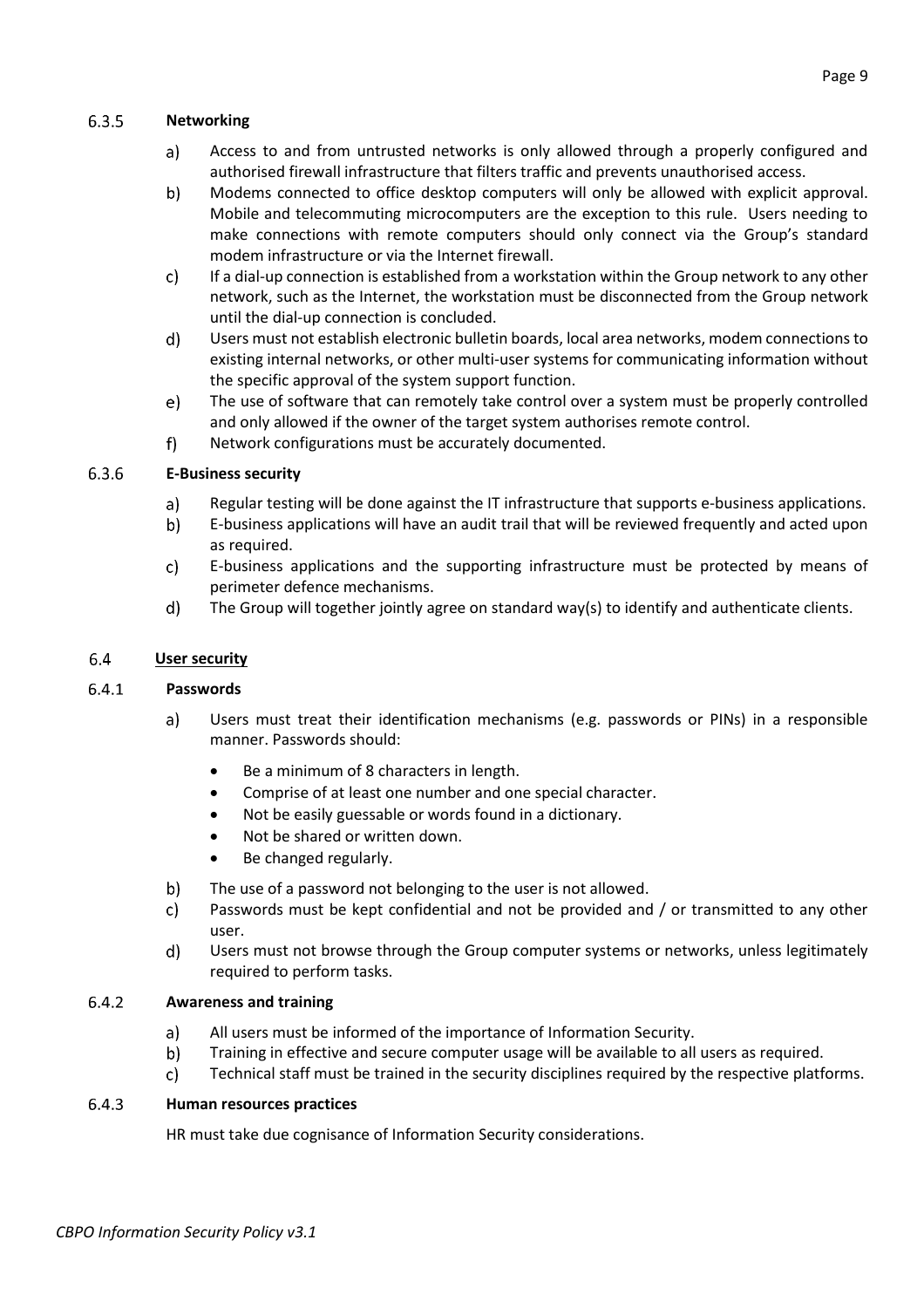#### 6.3.5 Networking

a) Access to and from untrusted networks is only allowed through a properly configured and authorised firewall infrastructure that filters traffic and prevents unauthorised access.

b) Modems connected to office desktop computers will only be allowed with explicit approval. Mobile and telecommuting microcomputers are the exception to this rule. Users needing to make connections with remote computers should only connect via the Group's standard modem infrastructure or via the Internet firewall.

c) If a dial-up connection is established from a workstation within the Group network to any other network, such as the Internet, the workstation must be disconnected from the Group network until the dial-up connection is concluded.

d) Users must not establish electronic bulletin boards, local area networks, modem connections to existing internal networks, or other multi-user systems for communicating information without the specific approval of the system support function.

e) The use of software that can remotely take control over a system must be properly controlled and only allowed if the owner of the target system authorises remote control.

f) Network configurations must be accurately documented.

#### 6.3.6 E-Business security

a) Regular testing will be done against the IT infrastructure that supports e-business applications.

b) E-business applications will have an audit trail that will be reviewed frequently and acted upon as required.

c) E-business applications and the supporting infrastructure must be protected by means of perimeter defence mechanisms.

d) The Group will together jointly agree on standard way(s) to identify and authenticate clients.

### 6.4 User security

#### 6.4.1 Passwords

a) Users must treat their identification mechanisms (e.g. passwords or PINs) in a responsible manner. Passwords should:

- Be a minimum of 8 characters in length.
- Comprise of at least one number and one special character.
- Not be easily guessable or words found in a dictionary.
- Not be shared or written down.
- Be changed regularly.

b) The use of a password not belonging to the user is not allowed.

c) Passwords must be kept confidential and not be provided and / or transmitted to any other user.

d) Users must not browse through the Group computer systems or networks, unless legitimately required to perform tasks.

#### 6.4.2 Awareness and training

a) All users must be informed of the importance of Information Security.

b) Training in effective and secure computer usage will be available to all users as required.

c) Technical staff must be trained in the security disciplines required by the respective platforms.

#### 6.4.3 Human resources practices

HR must take due cognisance of Information Security considerations.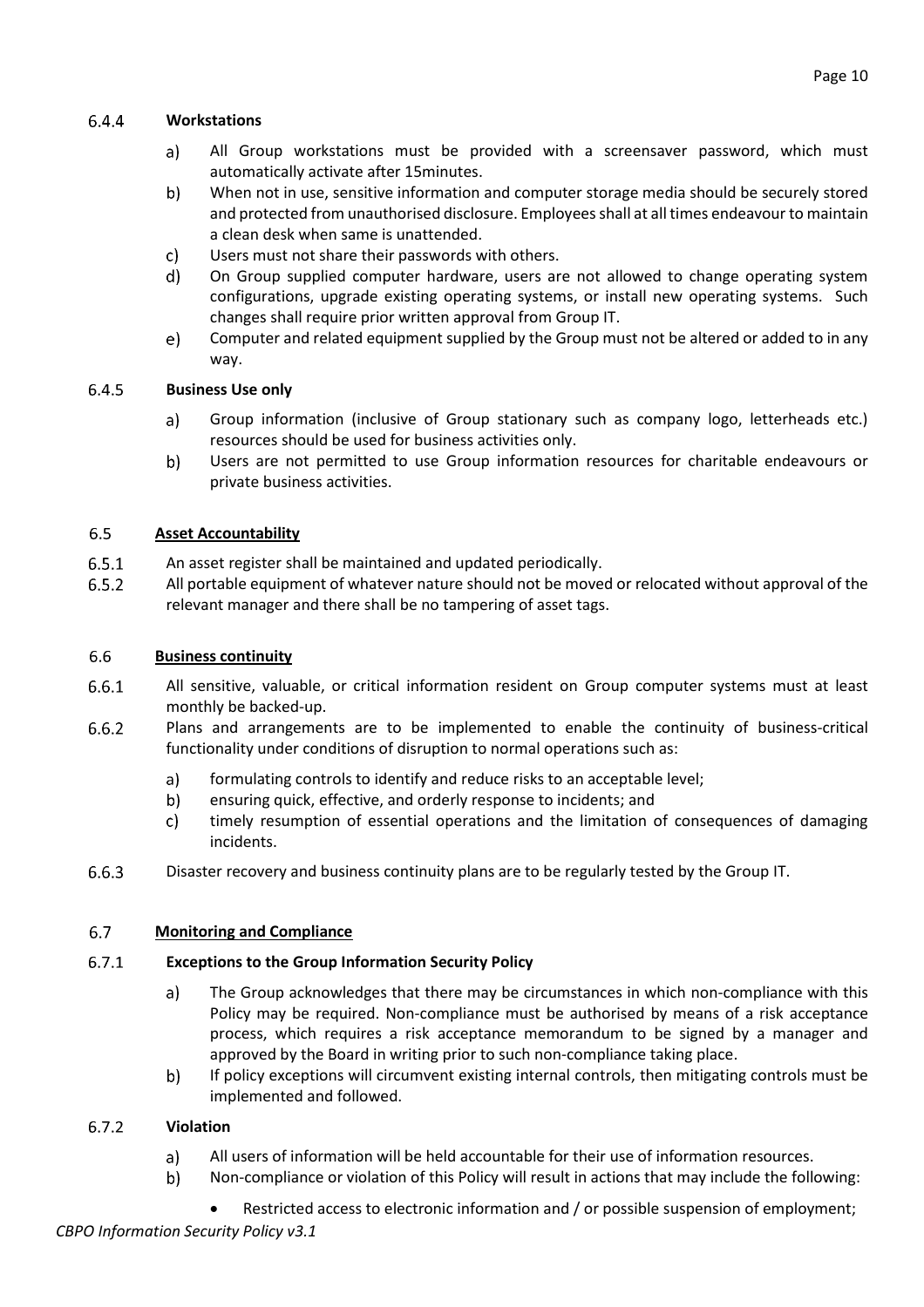#### 6.4.4 Workstations

a) All Group workstations must be provided with a screensaver password, which must automatically activate after 15minutes.

b) When not in use, sensitive information and computer storage media should be securely stored and protected from unauthorised disclosure. Employees shall at all times endeavour to maintain a clean desk when same is unattended.

c) Users must not share their passwords with others.

d) On Group supplied computer hardware, users are not allowed to change operating system configurations, upgrade existing operating systems, or install new operating systems. Such changes shall require prior written approval from Group IT.

e) Computer and related equipment supplied by the Group must not be altered or added to in any way.

#### 6.4.5 Business Use only

a) Group information (inclusive of Group stationary such as company logo, letterheads etc.) resources should be used for business activities only.

b) Users are not permitted to use Group information resources for charitable endeavours or private business activities.

### 6.5 Asset Accountability

6.5.1 An asset register shall be maintained and updated periodically.

6.5.2 All portable equipment of whatever nature should not be moved or relocated without approval of the relevant manager and there shall be no tampering of asset tags.

### 6.6 Business continuity

6.6.1 All sensitive, valuable, or critical information resident on Group computer systems must at least monthly be backed-up.

6.6.2 Plans and arrangements are to be implemented to enable the continuity of business-critical functionality under conditions of disruption to normal operations such as:

a) formulating controls to identify and reduce risks to an acceptable level;

b) ensuring quick, effective, and orderly response to incidents; and

c) timely resumption of essential operations and the limitation of consequences of damaging incidents.

6.6.3 Disaster recovery and business continuity plans are to be regularly tested by the Group IT.

### 6.7 Monitoring and Compliance

#### 6.7.1 Exceptions to the Group Information Security Policy

a) The Group acknowledges that there may be circumstances in which non-compliance with this Policy may be required. Non-compliance must be authorised by means of a risk acceptance process, which requires a risk acceptance memorandum to be signed by a manager and approved by the Board in writing prior to such non-compliance taking place.

b) If policy exceptions will circumvent existing internal controls, then mitigating controls must be implemented and followed.

#### 6.7.2 Violation

a) All users of information will be held accountable for their use of information resources.

b) Non-compliance or violation of this Policy will result in actions that may include the following:

- Restricted access to electronic information and / or possible suspension of employment;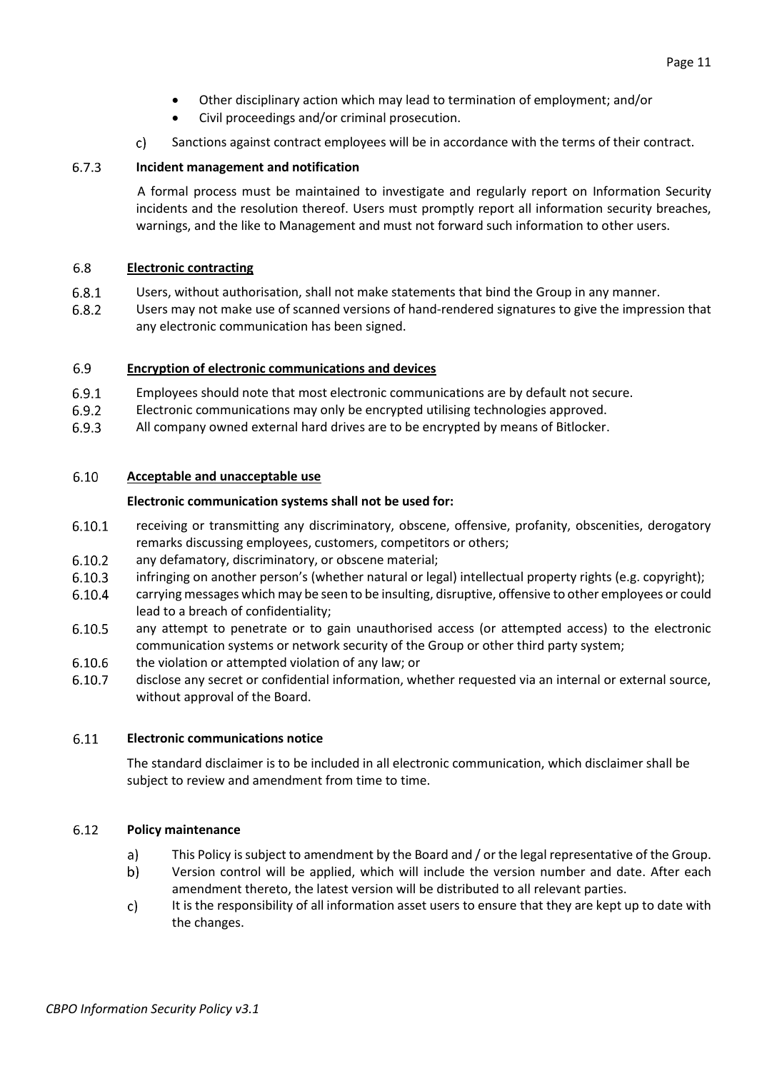- Other disciplinary action which may lead to termination of employment; and/or
- Civil proceedings and/or criminal prosecution.

c) Sanctions against contract employees will be in accordance with the terms of their contract.

**6.7.3 Incident management and notification**

A formal process must be maintained to investigate and regularly report on Information Security incidents and the resolution thereof. Users must promptly report all information security breaches, warnings, and the like to Management and must not forward such information to other users.

## 6.8 Electronic contracting

6.8.1 Users, without authorisation, shall not make statements that bind the Group in any manner.

6.8.2 Users may not make use of scanned versions of hand-rendered signatures to give the impression that any electronic communication has been signed.

## 6.9 Encryption of electronic communications and devices

6.9.1 Employees should note that most electronic communications are by default not secure.

6.9.2 Electronic communications may only be encrypted utilising technologies approved.

6.9.3 All company owned external hard drives are to be encrypted by means of Bitlocker.

## 6.10 Acceptable and unacceptable use

**Electronic communication systems shall not be used for:**

6.10.1 receiving or transmitting any discriminatory, obscene, offensive, profanity, obscenities, derogatory remarks discussing employees, customers, competitors or others;

6.10.2 any defamatory, discriminatory, or obscene material;

6.10.3 infringing on another person's (whether natural or legal) intellectual property rights (e.g. copyright);

6.10.4 carrying messages which may be seen to be insulting, disruptive, offensive to other employees or could lead to a breach of confidentiality;

6.10.5 any attempt to penetrate or to gain unauthorised access (or attempted access) to the electronic communication systems or network security of the Group or other third party system;

6.10.6 the violation or attempted violation of any law; or

6.10.7 disclose any secret or confidential information, whether requested via an internal or external source, without approval of the Board.

## 6.11 Electronic communications notice

The standard disclaimer is to be included in all electronic communication, which disclaimer shall be subject to review and amendment from time to time.

## 6.12 Policy maintenance

a) This Policy is subject to amendment by the Board and / or the legal representative of the Group.

b) Version control will be applied, which will include the version number and date. After each amendment thereto, the latest version will be distributed to all relevant parties.

c) It is the responsibility of all information asset users to ensure that they are kept up to date with the changes.